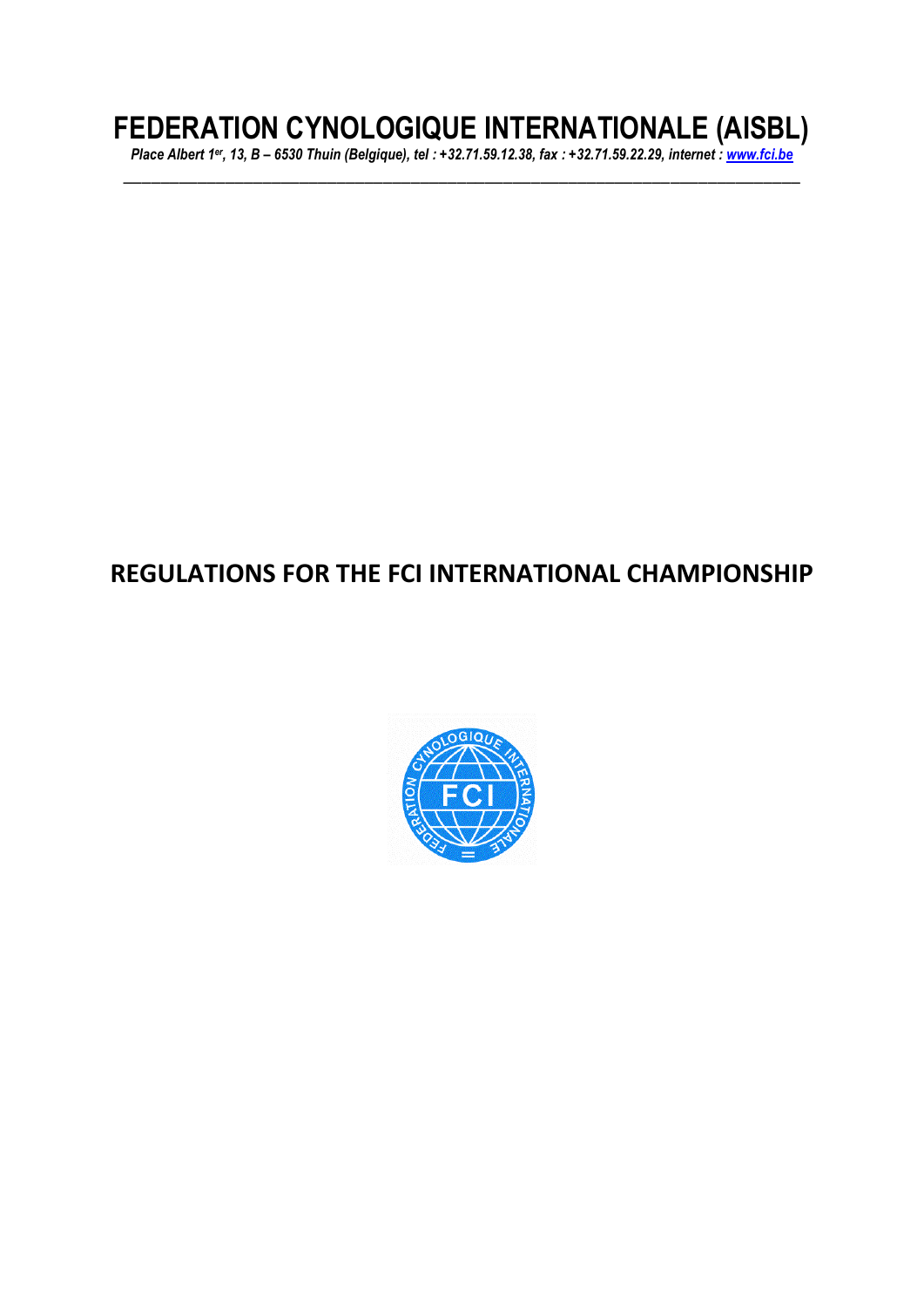# FEDERATION CYNOLOGIQUE INTERNATIONALE (AISBL)

*Place Albert 1er, 13, B – 6530 Thuin (Belgique), tel : +32.71.59.12.38, fax : +32.71.59.22.29, internet : [www.fci.be](http://www.fci.be)*

---

## REGULATIONS FOR THE FCI INTERNATIONAL CHAMPIONSHIP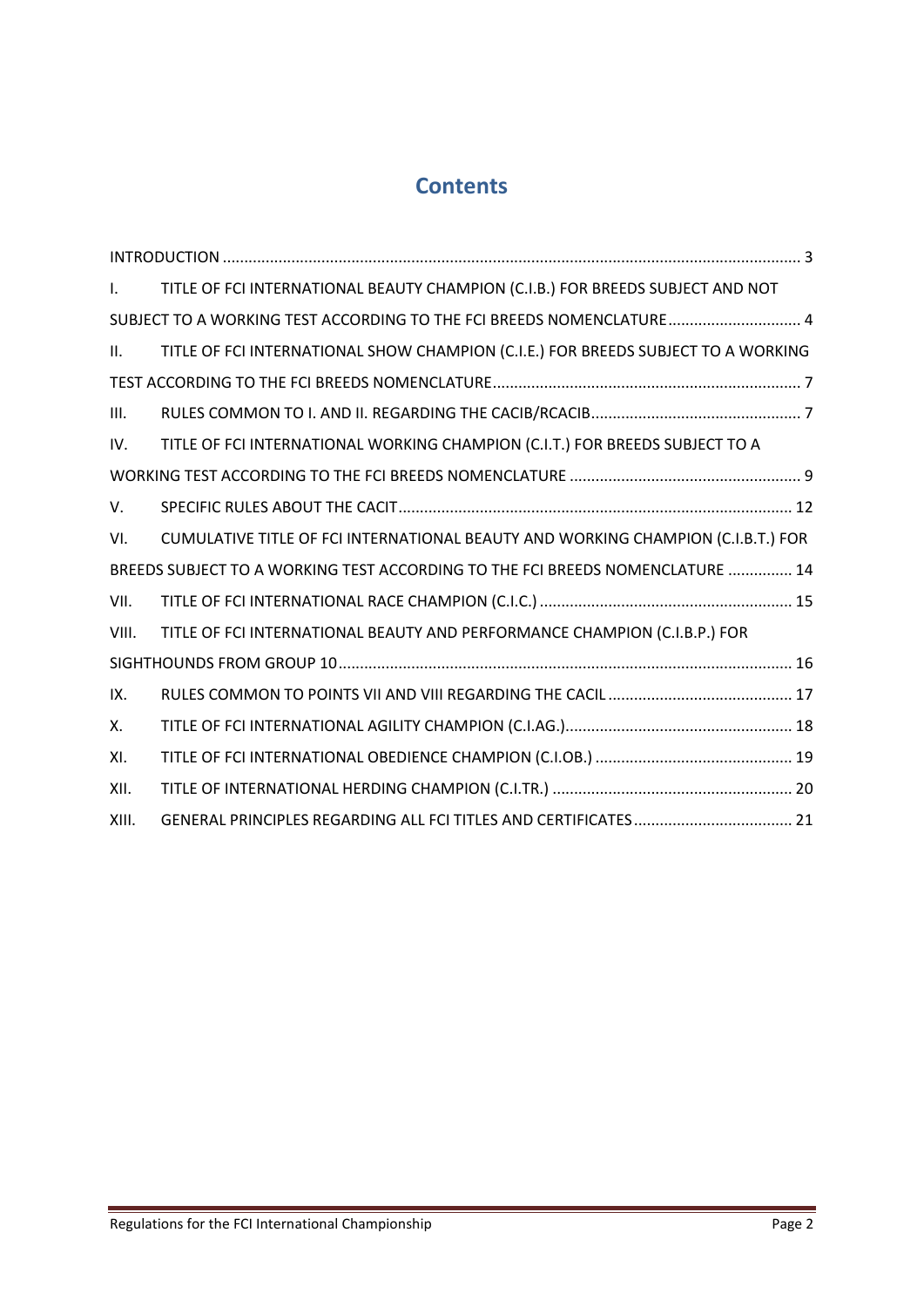# Contents

INTRODUCTION ..... 3

I. TITLE OF FCI INTERNATIONAL BEAUTY CHAMPION (C.I.B.) FOR BREEDS SUBJECT AND NOT SUBJECT TO A WORKING TEST ACCORDING TO THE FCI BREEDS NOMENCLATURE ..... 4

II. TITLE OF FCI INTERNATIONAL SHOW CHAMPION (C.I.E.) FOR BREEDS SUBJECT TO A WORKING TEST ACCORDING TO THE FCI BREEDS NOMENCLATURE ..... 7

III. RULES COMMON TO I. AND II. REGARDING THE CACIB/RCACIB ..... 7

IV. TITLE OF FCI INTERNATIONAL WORKING CHAMPION (C.I.T.) FOR BREEDS SUBJECT TO A WORKING TEST ACCORDING TO THE FCI BREEDS NOMENCLATURE ..... 9

V. SPECIFIC RULES ABOUT THE CACIT ..... 12

VI. CUMULATIVE TITLE OF FCI INTERNATIONAL BEAUTY AND WORKING CHAMPION (C.I.B.T.) FOR BREEDS SUBJECT TO A WORKING TEST ACCORDING TO THE FCI BREEDS NOMENCLATURE ..... 14

VII. TITLE OF FCI INTERNATIONAL RACE CHAMPION (C.I.C.) ..... 15

VIII. TITLE OF FCI INTERNATIONAL BEAUTY AND PERFORMANCE CHAMPION (C.I.B.P.) FOR SIGHTHOUNDS FROM GROUP 10 ..... 16

IX. RULES COMMON TO POINTS VII AND VIII REGARDING THE CACIL ..... 17

X. TITLE OF FCI INTERNATIONAL AGILITY CHAMPION (C.I.AG.) ..... 18

XI. TITLE OF FCI INTERNATIONAL OBEDIENCE CHAMPION (C.I.OB.) ..... 19

XII. TITLE OF INTERNATIONAL HERDING CHAMPION (C.I.TR.) ..... 20

XIII. GENERAL PRINCIPLES REGARDING ALL FCI TITLES AND CERTIFICATES ..... 21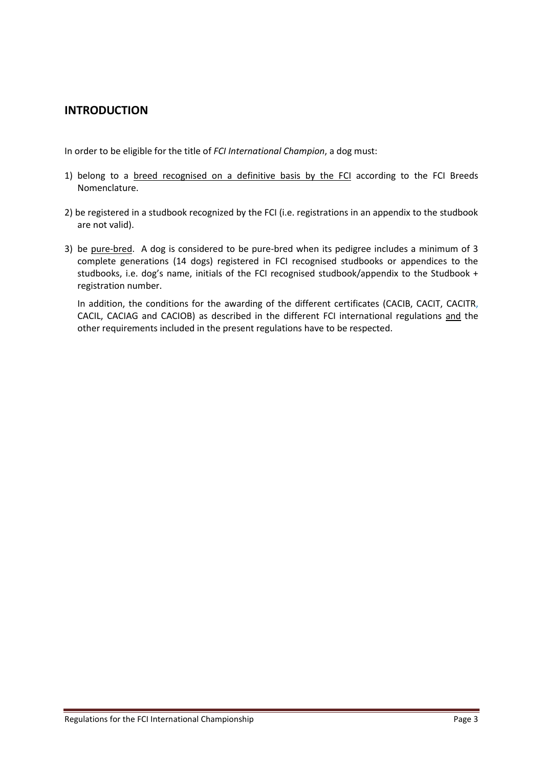## INTRODUCTION

In order to be eligible for the title of *FCI International Champion*, a dog must:

1) belong to a <u>breed recognised on a definitive basis by the FCI</u> according to the FCI Breeds Nomenclature.

2) be registered in a studbook recognized by the FCI (i.e. registrations in an appendix to the studbook are not valid).

3) be <u>pure-bred</u>. A dog is considered to be pure-bred when its pedigree includes a minimum of 3 complete generations (14 dogs) registered in FCI recognised studbooks or appendices to the studbooks, i.e. dog's name, initials of the FCI recognised studbook/appendix to the Studbook + registration number.

   In addition, the conditions for the awarding of the different certificates (CACIB, CACIT, CACITR, CACIL, CACIAG and CACIOB) as described in the different FCI international regulations <u>and</u> the other requirements included in the present regulations have to be respected.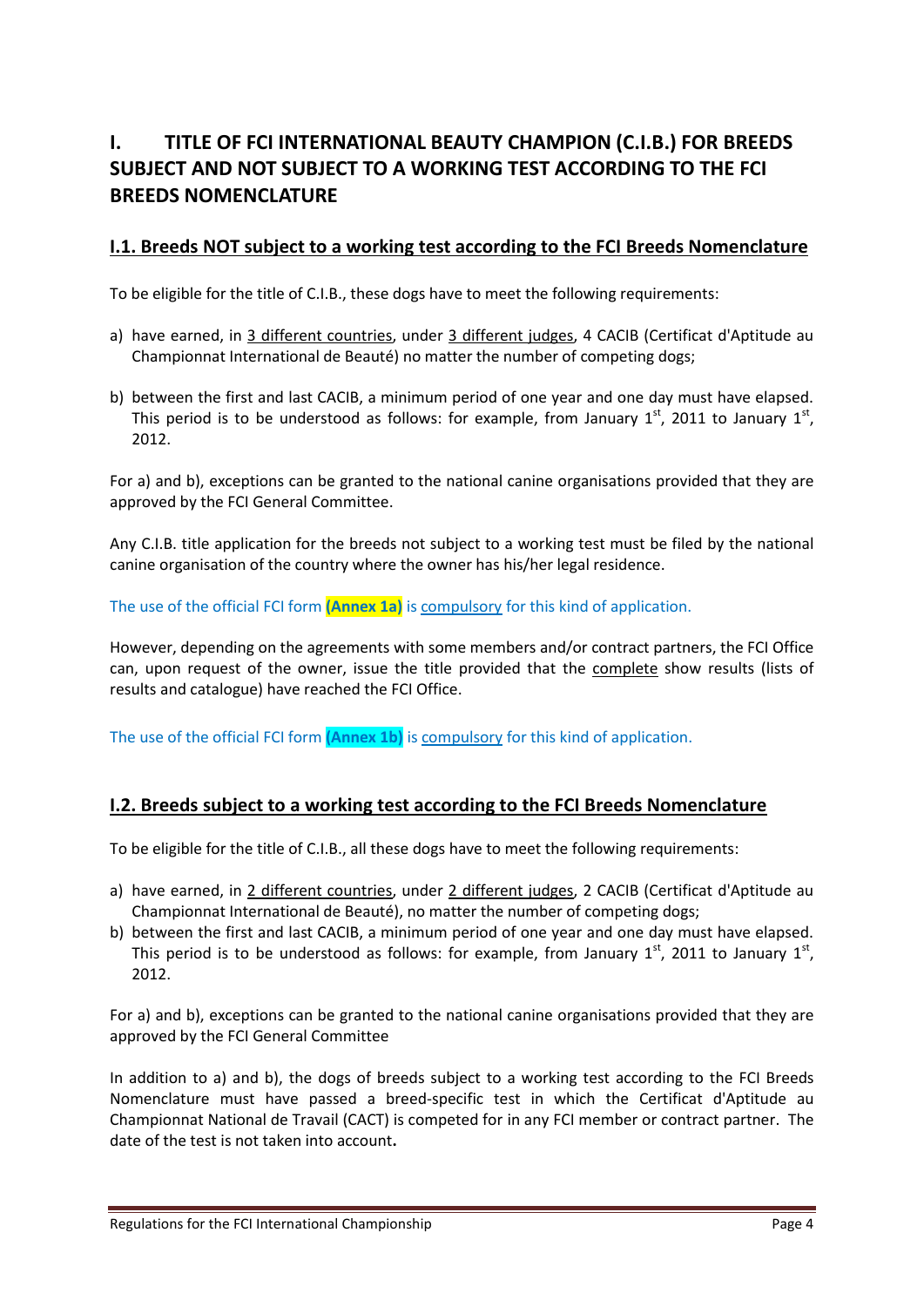# I. TITLE OF FCI INTERNATIONAL BEAUTY CHAMPION (C.I.B.) FOR BREEDS SUBJECT AND NOT SUBJECT TO A WORKING TEST ACCORDING TO THE FCI BREEDS NOMENCLATURE

## I.1. Breeds NOT subject to a working test according to the FCI Breeds Nomenclature

To be eligible for the title of C.I.B., these dogs have to meet the following requirements:

a) have earned, in 3 different countries, under 3 different judges, 4 CACIB (Certificat d'Aptitude au Championnat International de Beauté) no matter the number of competing dogs;

b) between the first and last CACIB, a minimum period of one year and one day must have elapsed. This period is to be understood as follows: for example, from January 1st, 2011 to January 1st, 2012.

For a) and b), exceptions can be granted to the national canine organisations provided that they are approved by the FCI General Committee.

Any C.I.B. title application for the breeds not subject to a working test must be filed by the national canine organisation of the country where the owner has his/her legal residence.

The use of the official FCI form **(Annex 1a)** is compulsory for this kind of application.

However, depending on the agreements with some members and/or contract partners, the FCI Office can, upon request of the owner, issue the title provided that the complete show results (lists of results and catalogue) have reached the FCI Office.

The use of the official FCI form **(Annex 1b)** is compulsory for this kind of application.

## I.2. Breeds subject to a working test according to the FCI Breeds Nomenclature

To be eligible for the title of C.I.B., all these dogs have to meet the following requirements:

a) have earned, in 2 different countries, under 2 different judges, 2 CACIB (Certificat d'Aptitude au Championnat International de Beauté), no matter the number of competing dogs;
b) between the first and last CACIB, a minimum period of one year and one day must have elapsed. This period is to be understood as follows: for example, from January 1st, 2011 to January 1st, 2012.

For a) and b), exceptions can be granted to the national canine organisations provided that they are approved by the FCI General Committee

In addition to a) and b), the dogs of breeds subject to a working test according to the FCI Breeds Nomenclature must have passed a breed-specific test in which the Certificat d'Aptitude au Championnat National de Travail (CACT) is competed for in any FCI member or contract partner. The date of the test is not taken into account.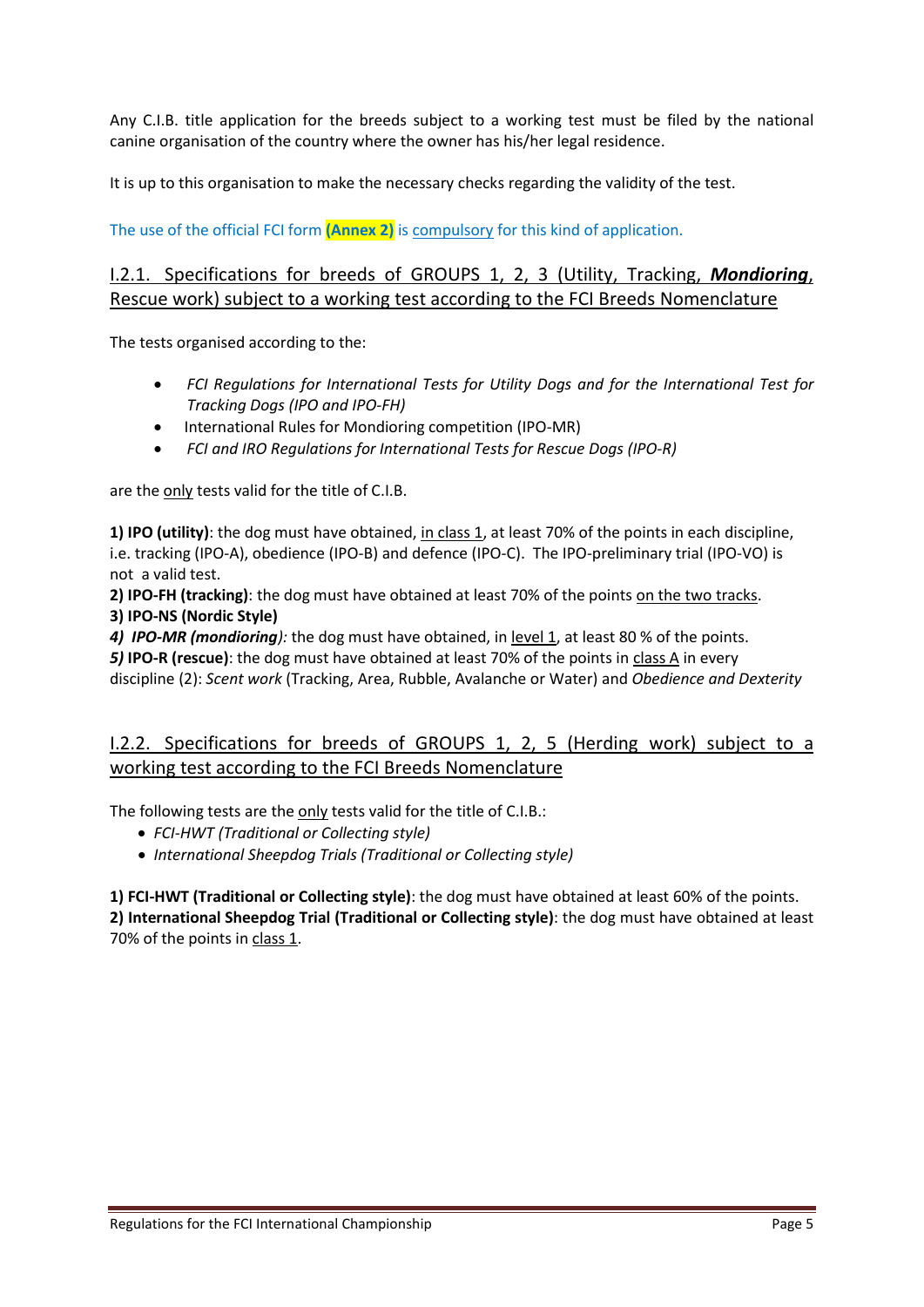Any C.I.B. title application for the breeds subject to a working test must be filed by the national canine organisation of the country where the owner has his/her legal residence.

It is up to this organisation to make the necessary checks regarding the validity of the test.

The use of the official FCI form **(Annex 2)** is compulsory for this kind of application.

### I.2.1. Specifications for breeds of GROUPS 1, 2, 3 (Utility, Tracking, ***Mondioring***, Rescue work) subject to a working test according to the FCI Breeds Nomenclature

The tests organised according to the:

- *FCI Regulations for International Tests for Utility Dogs and for the International Test for Tracking Dogs (IPO and IPO-FH)*
- International Rules for Mondioring competition (IPO-MR)
- *FCI and IRO Regulations for International Tests for Rescue Dogs (IPO-R)*

are the only tests valid for the title of C.I.B.

**1) IPO (utility)**: the dog must have obtained, in class 1, at least 70% of the points in each discipline, i.e. tracking (IPO-A), obedience (IPO-B) and defence (IPO-C). The IPO-preliminary trial (IPO-VO) is not a valid test.
**2) IPO-FH (tracking)**: the dog must have obtained at least 70% of the points on the two tracks.
**3) IPO-NS (Nordic Style)**
***4) IPO-MR (mondioring)****:* the dog must have obtained, in level 1, at least 80 % of the points.
***5)* IPO-R (rescue)**: the dog must have obtained at least 70% of the points in class A in every discipline (2): *Scent work* (Tracking, Area, Rubble, Avalanche or Water) and *Obedience and Dexterity*

### I.2.2. Specifications for breeds of GROUPS 1, 2, 5 (Herding work) subject to a working test according to the FCI Breeds Nomenclature

The following tests are the only tests valid for the title of C.I.B.:

- *FCI-HWT (Traditional or Collecting style)*
- *International Sheepdog Trials (Traditional or Collecting style)*

**1) FCI-HWT (Traditional or Collecting style)**: the dog must have obtained at least 60% of the points.
**2) International Sheepdog Trial (Traditional or Collecting style)**: the dog must have obtained at least 70% of the points in class 1.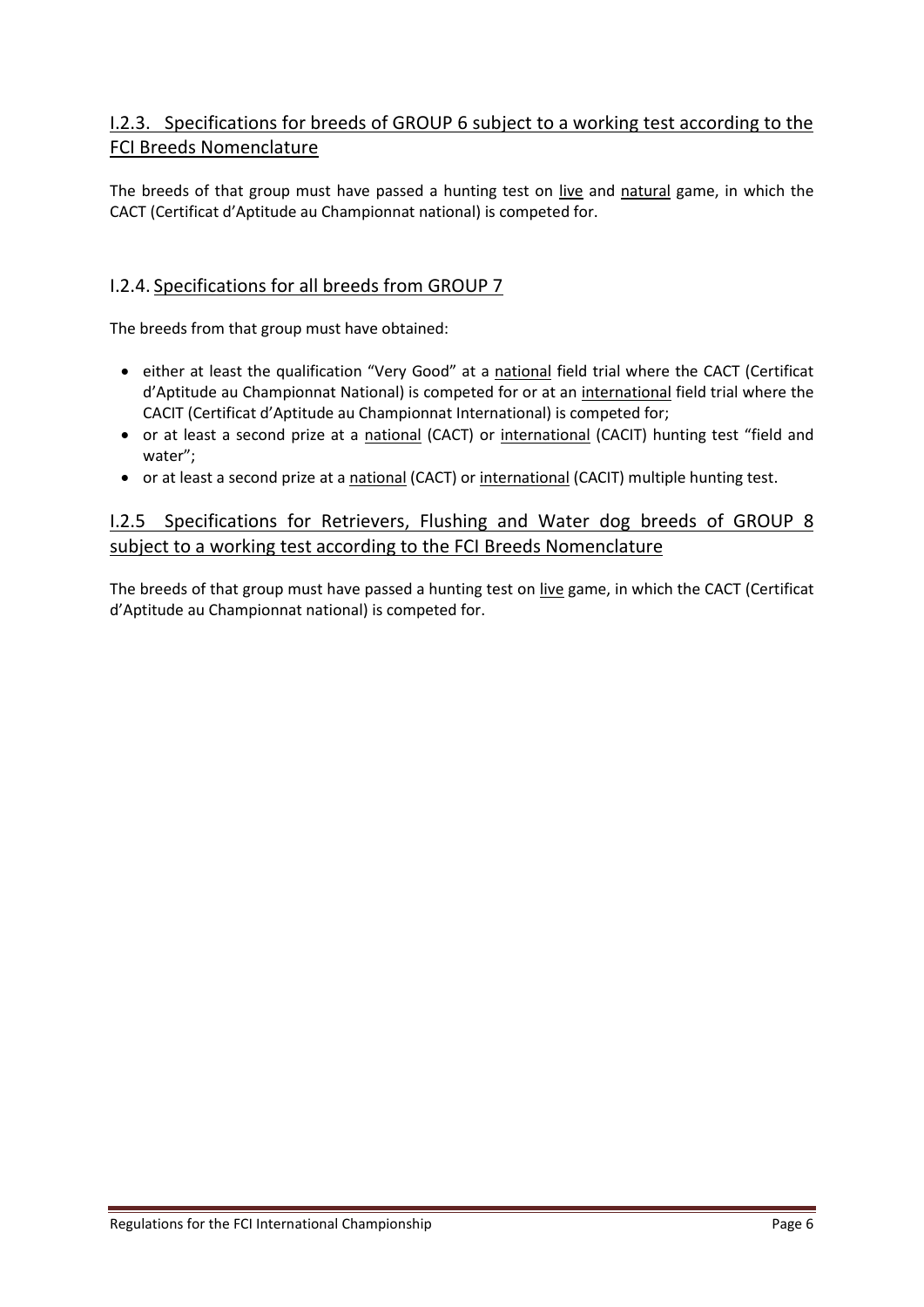### I.2.3. Specifications for breeds of GROUP 6 subject to a working test according to the FCI Breeds Nomenclature

The breeds of that group must have passed a hunting test on live and natural game, in which the CACT (Certificat d'Aptitude au Championnat national) is competed for.

### I.2.4. Specifications for all breeds from GROUP 7

The breeds from that group must have obtained:

- either at least the qualification "Very Good" at a national field trial where the CACT (Certificat d'Aptitude au Championnat National) is competed for or at an international field trial where the CACIT (Certificat d'Aptitude au Championnat International) is competed for;
- or at least a second prize at a national (CACT) or international (CACIT) hunting test "field and water";
- or at least a second prize at a national (CACT) or international (CACIT) multiple hunting test.

### I.2.5 Specifications for Retrievers, Flushing and Water dog breeds of GROUP 8 subject to a working test according to the FCI Breeds Nomenclature

The breeds of that group must have passed a hunting test on live game, in which the CACT (Certificat d'Aptitude au Championnat national) is competed for.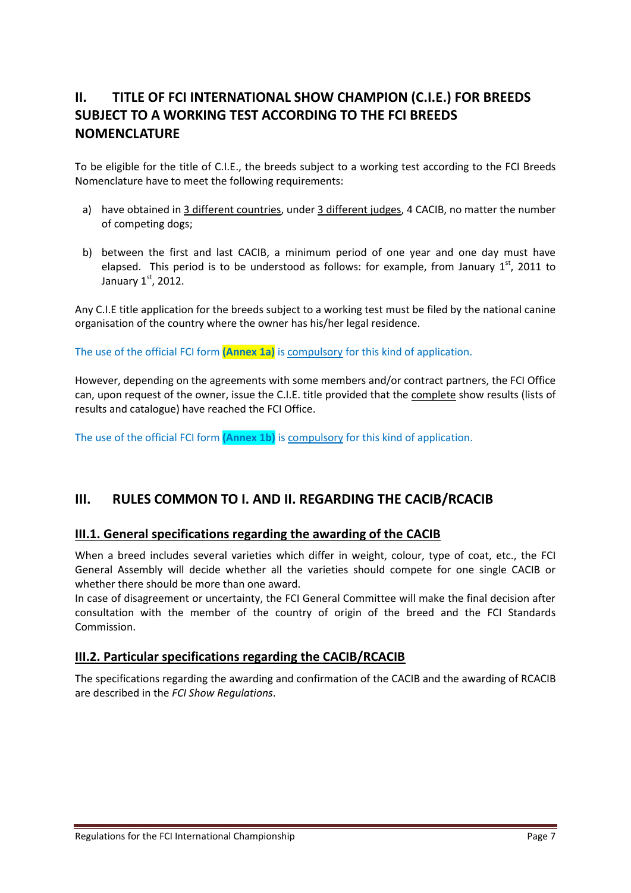## II. TITLE OF FCI INTERNATIONAL SHOW CHAMPION (C.I.E.) FOR BREEDS SUBJECT TO A WORKING TEST ACCORDING TO THE FCI BREEDS NOMENCLATURE

To be eligible for the title of C.I.E., the breeds subject to a working test according to the FCI Breeds Nomenclature have to meet the following requirements:

a) have obtained in 3 different countries, under 3 different judges, 4 CACIB, no matter the number of competing dogs;

b) between the first and last CACIB, a minimum period of one year and one day must have elapsed. This period is to be understood as follows: for example, from January 1st, 2011 to January 1st, 2012.

Any C.I.E title application for the breeds subject to a working test must be filed by the national canine organisation of the country where the owner has his/her legal residence.

The use of the official FCI form **(Annex 1a)** is compulsory for this kind of application.

However, depending on the agreements with some members and/or contract partners, the FCI Office can, upon request of the owner, issue the C.I.E. title provided that the complete show results (lists of results and catalogue) have reached the FCI Office.

The use of the official FCI form **(Annex 1b)** is compulsory for this kind of application.

## III. RULES COMMON TO I. AND II. REGARDING THE CACIB/RCACIB

### III.1. General specifications regarding the awarding of the CACIB

When a breed includes several varieties which differ in weight, colour, type of coat, etc., the FCI General Assembly will decide whether all the varieties should compete for one single CACIB or whether there should be more than one award.
In case of disagreement or uncertainty, the FCI General Committee will make the final decision after consultation with the member of the country of origin of the breed and the FCI Standards Commission.

### III.2. Particular specifications regarding the CACIB/RCACIB

The specifications regarding the awarding and confirmation of the CACIB and the awarding of RCACIB are described in the *FCI Show Regulations*.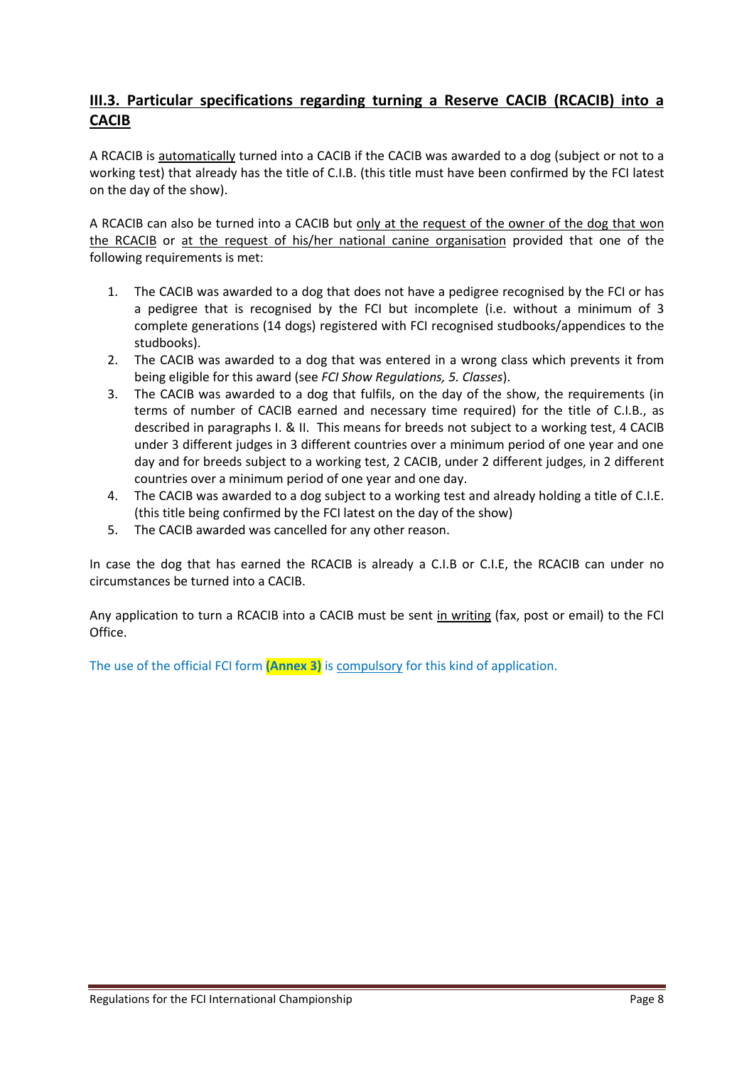## III.3. Particular specifications regarding turning a Reserve CACIB (RCACIB) into a CACIB

A RCACIB is automatically turned into a CACIB if the CACIB was awarded to a dog (subject or not to a working test) that already has the title of C.I.B. (this title must have been confirmed by the FCI latest on the day of the show).

A RCACIB can also be turned into a CACIB but only at the request of the owner of the dog that won the RCACIB or at the request of his/her national canine organisation provided that one of the following requirements is met:

1. The CACIB was awarded to a dog that does not have a pedigree recognised by the FCI or has a pedigree that is recognised by the FCI but incomplete (i.e. without a minimum of 3 complete generations (14 dogs) registered with FCI recognised studbooks/appendices to the studbooks).
2. The CACIB was awarded to a dog that was entered in a wrong class which prevents it from being eligible for this award (see *FCI Show Regulations, 5. Classes*).
3. The CACIB was awarded to a dog that fulfils, on the day of the show, the requirements (in terms of number of CACIB earned and necessary time required) for the title of C.I.B., as described in paragraphs I. & II. This means for breeds not subject to a working test, 4 CACIB under 3 different judges in 3 different countries over a minimum period of one year and one day and for breeds subject to a working test, 2 CACIB, under 2 different judges, in 2 different countries over a minimum period of one year and one day.
4. The CACIB was awarded to a dog subject to a working test and already holding a title of C.I.E. (this title being confirmed by the FCI latest on the day of the show)
5. The CACIB awarded was cancelled for any other reason.

In case the dog that has earned the RCACIB is already a C.I.B or C.I.E, the RCACIB can under no circumstances be turned into a CACIB.

Any application to turn a RCACIB into a CACIB must be sent in writing (fax, post or email) to the FCI Office.

The use of the official FCI form **(Annex 3)** is compulsory for this kind of application.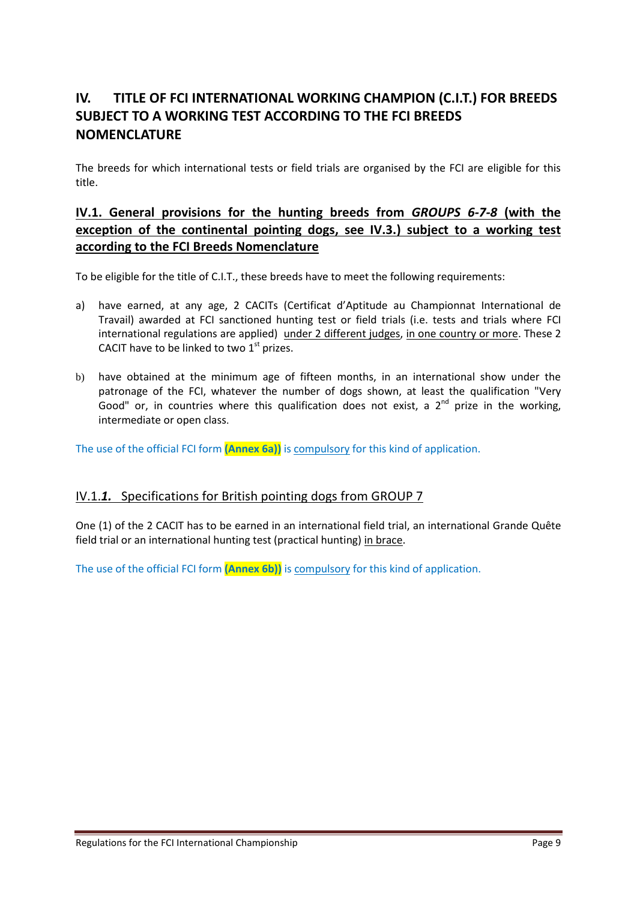## IV. TITLE OF FCI INTERNATIONAL WORKING CHAMPION (C.I.T.) FOR BREEDS SUBJECT TO A WORKING TEST ACCORDING TO THE FCI BREEDS NOMENCLATURE

The breeds for which international tests or field trials are organised by the FCI are eligible for this title.

### IV.1. General provisions for the hunting breeds from *GROUPS 6-7-8* (with the exception of the continental pointing dogs, see IV.3.) subject to a working test according to the FCI Breeds Nomenclature

To be eligible for the title of C.I.T., these breeds have to meet the following requirements:

a) have earned, at any age, 2 CACITs (Certificat d'Aptitude au Championnat International de Travail) awarded at FCI sanctioned hunting test or field trials (i.e. tests and trials where FCI international regulations are applied) under 2 different judges, in one country or more. These 2 CACIT have to be linked to two 1st prizes.

b) have obtained at the minimum age of fifteen months, in an international show under the patronage of the FCI, whatever the number of dogs shown, at least the qualification "Very Good" or, in countries where this qualification does not exist, a 2nd prize in the working, intermediate or open class.

The use of the official FCI form **(Annex 6a))** is compulsory for this kind of application.

#### IV.1.***1.*** Specifications for British pointing dogs from GROUP 7

One (1) of the 2 CACIT has to be earned in an international field trial, an international Grande Quête field trial or an international hunting test (practical hunting) in brace.

The use of the official FCI form **(Annex 6b))** is compulsory for this kind of application.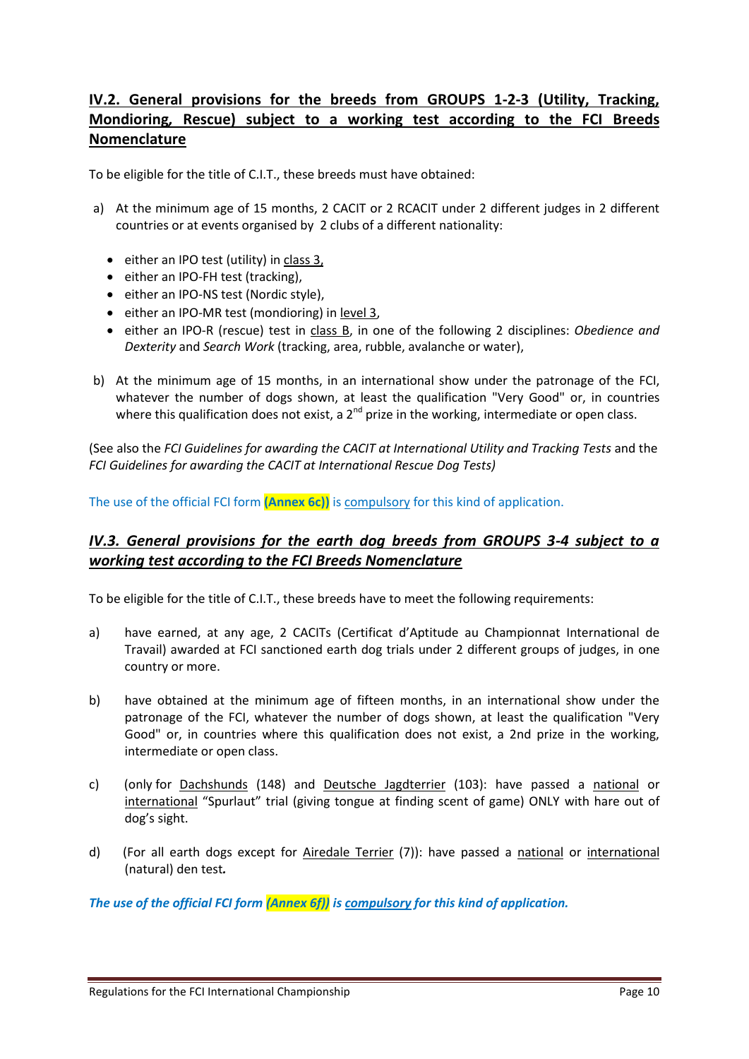## IV.2. General provisions for the breeds from GROUPS 1-2-3 (Utility, Tracking, Mondioring, Rescue) subject to a working test according to the FCI Breeds Nomenclature

To be eligible for the title of C.I.T., these breeds must have obtained:

a) At the minimum age of 15 months, 2 CACIT or 2 RCACIT under 2 different judges in 2 different countries or at events organised by 2 clubs of a different nationality:

- either an IPO test (utility) in class 3,
- either an IPO-FH test (tracking),
- either an IPO-NS test (Nordic style),
- either an IPO-MR test (mondioring) in level 3,
- either an IPO-R (rescue) test in class B, in one of the following 2 disciplines: *Obedience and Dexterity* and *Search Work* (tracking, area, rubble, avalanche or water),

b) At the minimum age of 15 months, in an international show under the patronage of the FCI, whatever the number of dogs shown, at least the qualification "Very Good" or, in countries where this qualification does not exist, a 2nd prize in the working, intermediate or open class.

(See also the *FCI Guidelines for awarding the CACIT at International Utility and Tracking Tests* and the *FCI Guidelines for awarding the CACIT at International Rescue Dog Tests)*

The use of the official FCI form **(Annex 6c))** is compulsory for this kind of application.

## *IV.3. General provisions for the earth dog breeds from GROUPS 3-4 subject to a working test according to the FCI Breeds Nomenclature*

To be eligible for the title of C.I.T., these breeds have to meet the following requirements:

a) have earned, at any age, 2 CACITs (Certificat d'Aptitude au Championnat International de Travail) awarded at FCI sanctioned earth dog trials under 2 different groups of judges, in one country or more.

b) have obtained at the minimum age of fifteen months, in an international show under the patronage of the FCI, whatever the number of dogs shown, at least the qualification "Very Good" or, in countries where this qualification does not exist, a 2nd prize in the working, intermediate or open class.

c) (only for Dachshunds (148) and Deutsche Jagdterrier (103): have passed a national or international "Spurlaut" trial (giving tongue at finding scent of game) ONLY with hare out of dog's sight.

d) (For all earth dogs except for Airedale Terrier (7)): have passed a national or international (natural) den test.

***The use of the official FCI form (Annex 6f)) is compulsory for this kind of application.***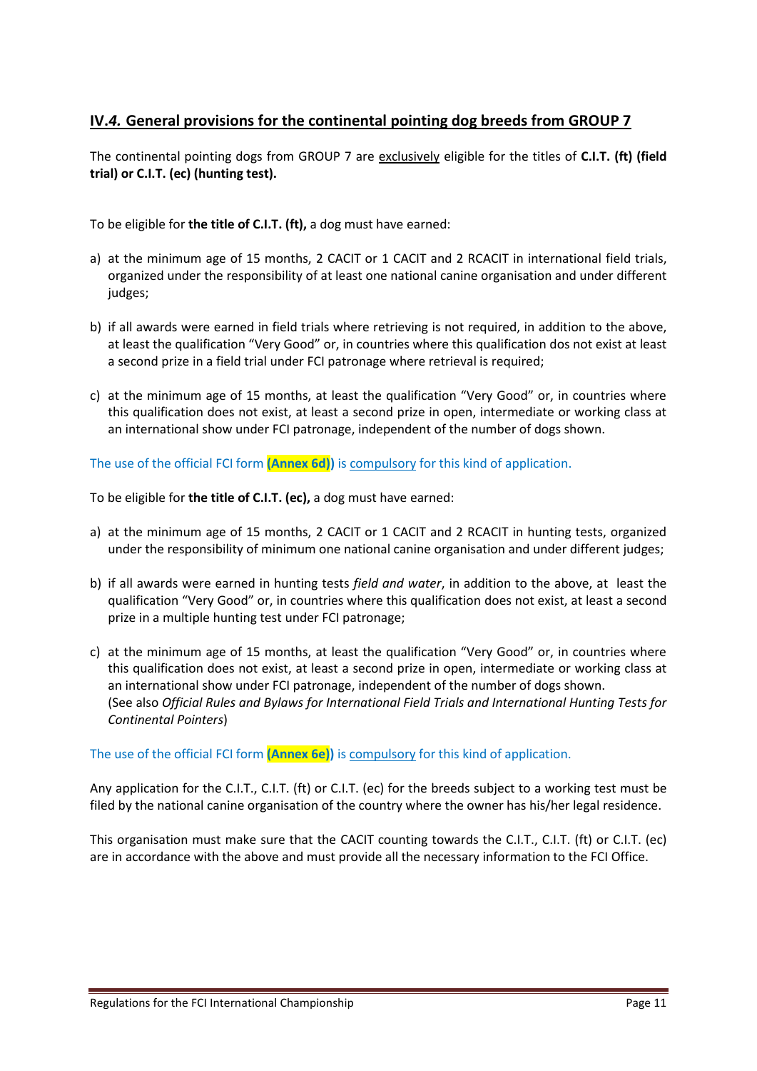## IV.*4.* General provisions for the continental pointing dog breeds from GROUP 7

The continental pointing dogs from GROUP 7 are exclusively eligible for the titles of **C.I.T. (ft) (field trial) or C.I.T. (ec) (hunting test).**

To be eligible for **the title of C.I.T. (ft),** a dog must have earned:

a) at the minimum age of 15 months, 2 CACIT or 1 CACIT and 2 RCACIT in international field trials, organized under the responsibility of at least one national canine organisation and under different judges;

b) if all awards were earned in field trials where retrieving is not required, in addition to the above, at least the qualification "Very Good" or, in countries where this qualification dos not exist at least a second prize in a field trial under FCI patronage where retrieval is required;

c) at the minimum age of 15 months, at least the qualification "Very Good" or, in countries where this qualification does not exist, at least a second prize in open, intermediate or working class at an international show under FCI patronage, independent of the number of dogs shown.

The use of the official FCI form **(Annex 6d))** is compulsory for this kind of application.

To be eligible for **the title of C.I.T. (ec),** a dog must have earned:

a) at the minimum age of 15 months, 2 CACIT or 1 CACIT and 2 RCACIT in hunting tests, organized under the responsibility of minimum one national canine organisation and under different judges;

b) if all awards were earned in hunting tests *field and water*, in addition to the above, at least the qualification "Very Good" or, in countries where this qualification does not exist, at least a second prize in a multiple hunting test under FCI patronage;

c) at the minimum age of 15 months, at least the qualification "Very Good" or, in countries where this qualification does not exist, at least a second prize in open, intermediate or working class at an international show under FCI patronage, independent of the number of dogs shown.
(See also *Official Rules and Bylaws for International Field Trials and International Hunting Tests for Continental Pointers*)

The use of the official FCI form **(Annex 6e))** is compulsory for this kind of application.

Any application for the C.I.T., C.I.T. (ft) or C.I.T. (ec) for the breeds subject to a working test must be filed by the national canine organisation of the country where the owner has his/her legal residence.

This organisation must make sure that the CACIT counting towards the C.I.T., C.I.T. (ft) or C.I.T. (ec) are in accordance with the above and must provide all the necessary information to the FCI Office.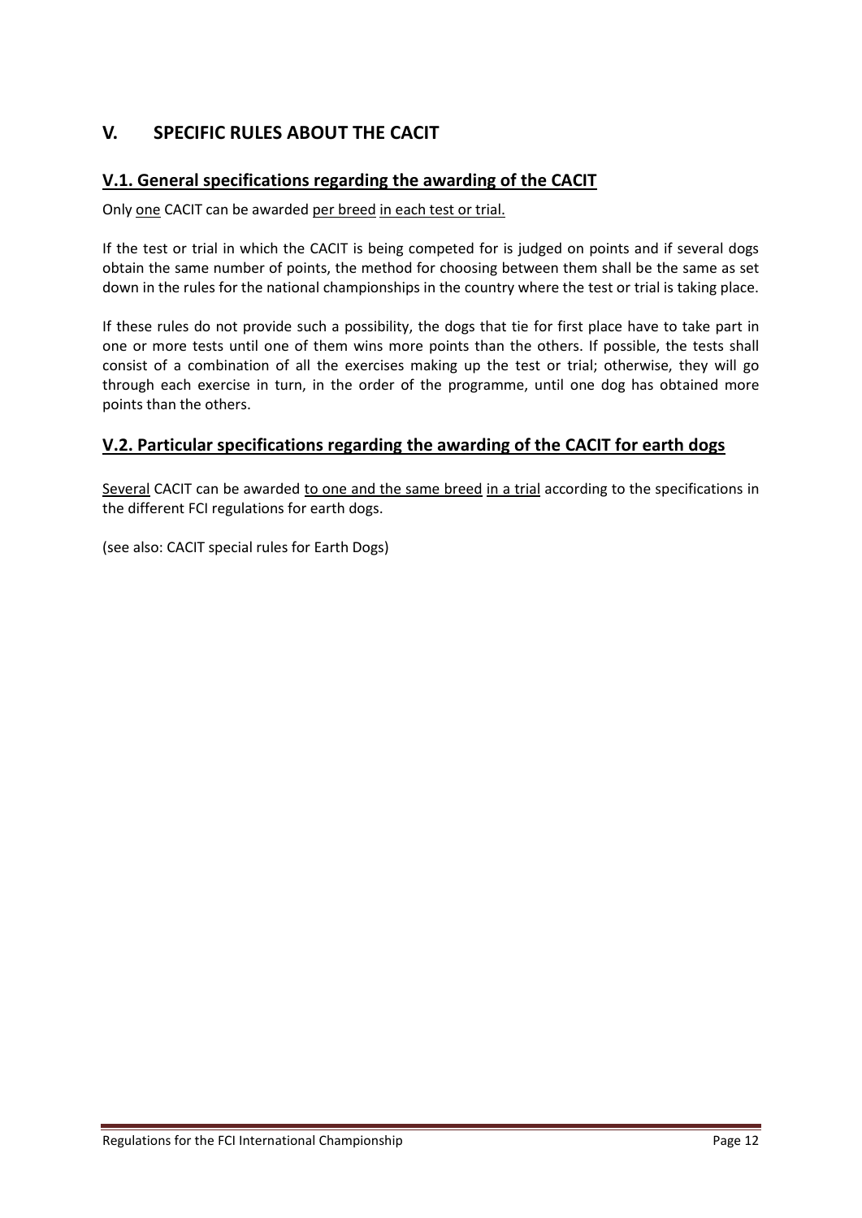# V. SPECIFIC RULES ABOUT THE CACIT

## V.1. General specifications regarding the awarding of the CACIT

Only <u>one</u> CACIT can be awarded <u>per breed</u> <u>in each test or trial.</u>

If the test or trial in which the CACIT is being competed for is judged on points and if several dogs obtain the same number of points, the method for choosing between them shall be the same as set down in the rules for the national championships in the country where the test or trial is taking place.

If these rules do not provide such a possibility, the dogs that tie for first place have to take part in one or more tests until one of them wins more points than the others. If possible, the tests shall consist of a combination of all the exercises making up the test or trial; otherwise, they will go through each exercise in turn, in the order of the programme, until one dog has obtained more points than the others.

## V.2. Particular specifications regarding the awarding of the CACIT for earth dogs

<u>Several</u> CACIT can be awarded <u>to one and the same breed</u> <u>in a trial</u> according to the specifications in the different FCI regulations for earth dogs.

(see also: CACIT special rules for Earth Dogs)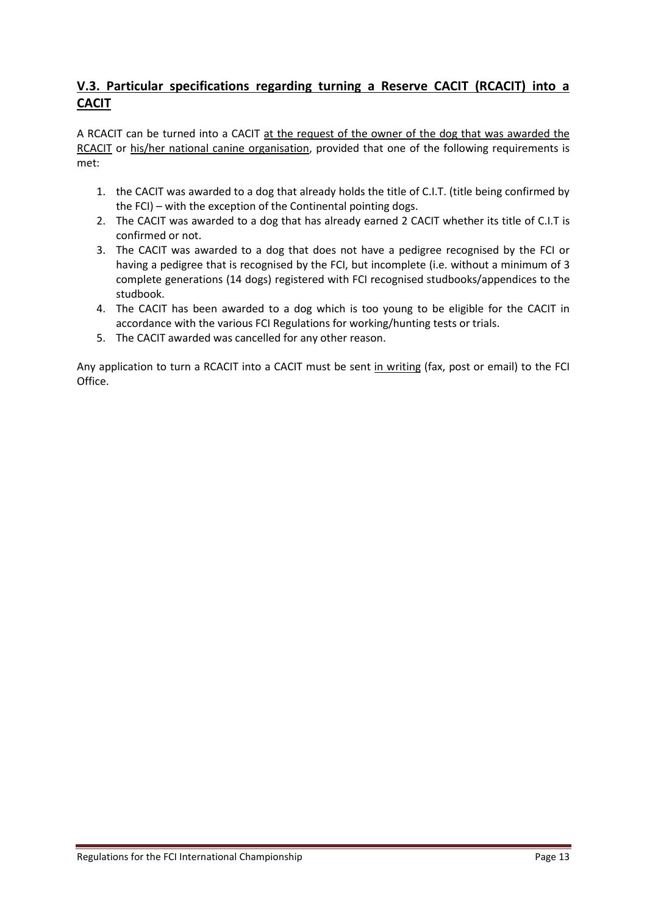## V.3. Particular specifications regarding turning a Reserve CACIT (RCACIT) into a CACIT

A RCACIT can be turned into a CACIT at the request of the owner of the dog that was awarded the RCACIT or his/her national canine organisation, provided that one of the following requirements is met:

1. the CACIT was awarded to a dog that already holds the title of C.I.T. (title being confirmed by the FCI) – with the exception of the Continental pointing dogs.
2. The CACIT was awarded to a dog that has already earned 2 CACIT whether its title of C.I.T is confirmed or not.
3. The CACIT was awarded to a dog that does not have a pedigree recognised by the FCI or having a pedigree that is recognised by the FCI, but incomplete (i.e. without a minimum of 3 complete generations (14 dogs) registered with FCI recognised studbooks/appendices to the studbook.
4. The CACIT has been awarded to a dog which is too young to be eligible for the CACIT in accordance with the various FCI Regulations for working/hunting tests or trials.
5. The CACIT awarded was cancelled for any other reason.

Any application to turn a RCACIT into a CACIT must be sent in writing (fax, post or email) to the FCI Office.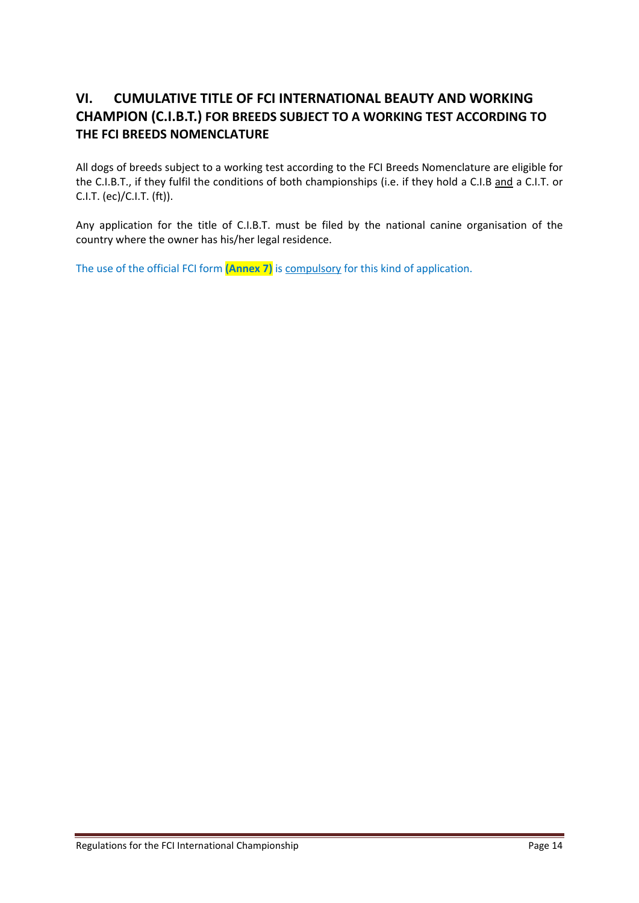## VI. CUMULATIVE TITLE OF FCI INTERNATIONAL BEAUTY AND WORKING CHAMPION (C.I.B.T.) FOR BREEDS SUBJECT TO A WORKING TEST ACCORDING TO THE FCI BREEDS NOMENCLATURE

All dogs of breeds subject to a working test according to the FCI Breeds Nomenclature are eligible for the C.I.B.T., if they fulfil the conditions of both championships (i.e. if they hold a C.I.B <u>and</u> a C.I.T. or C.I.T. (ec)/C.I.T. (ft)).

Any application for the title of C.I.B.T. must be filed by the national canine organisation of the country where the owner has his/her legal residence.

The use of the official FCI form **(Annex 7)** is <u>compulsory</u> for this kind of application.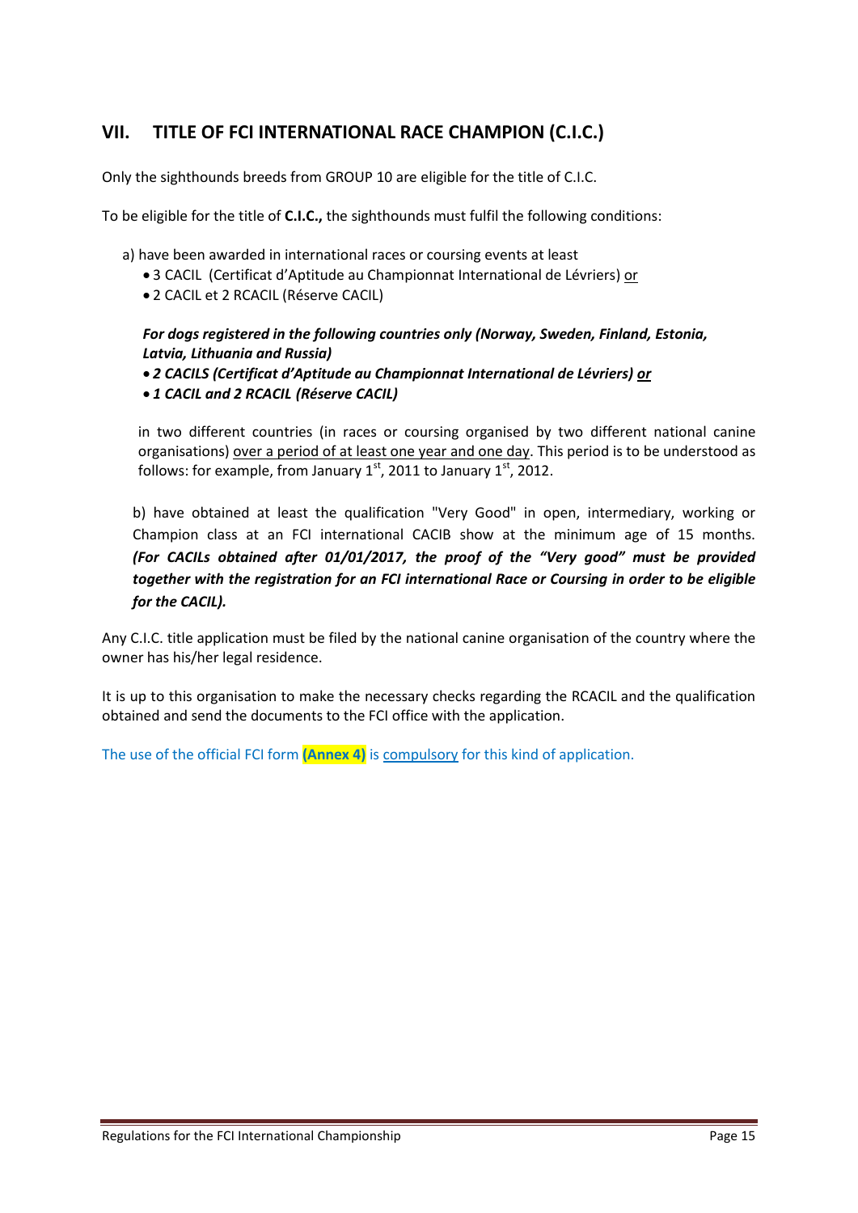## VII. TITLE OF FCI INTERNATIONAL RACE CHAMPION (C.I.C.)

Only the sighthounds breeds from GROUP 10 are eligible for the title of C.I.C.

To be eligible for the title of **C.I.C.,** the sighthounds must fulfil the following conditions:

a) have been awarded in international races or coursing events at least

- 3 CACIL (Certificat d'Aptitude au Championnat International de Lévriers) <u>or</u>
- 2 CACIL et 2 RCACIL (Réserve CACIL)

***For dogs registered in the following countries only (Norway, Sweden, Finland, Estonia, Latvia, Lithuania and Russia)***

- ***2 CACILS (Certificat d'Aptitude au Championnat International de Lévriers) <u>or</u>***
- ***1 CACIL and 2 RCACIL (Réserve CACIL)***

in two different countries (in races or coursing organised by two different national canine organisations) <u>over a period of at least one year and one day</u>. This period is to be understood as follows: for example, from January 1st, 2011 to January 1st, 2012.

b) have obtained at least the qualification "Very Good" in open, intermediary, working or Champion class at an FCI international CACIB show at the minimum age of 15 months. ***(For CACILs obtained after 01/01/2017, the proof of the "Very good" must be provided together with the registration for an FCI international Race or Coursing in order to be eligible for the CACIL).***

Any C.I.C. title application must be filed by the national canine organisation of the country where the owner has his/her legal residence.

It is up to this organisation to make the necessary checks regarding the RCACIL and the qualification obtained and send the documents to the FCI office with the application.

The use of the official FCI form **(Annex 4)** is <u>compulsory</u> for this kind of application.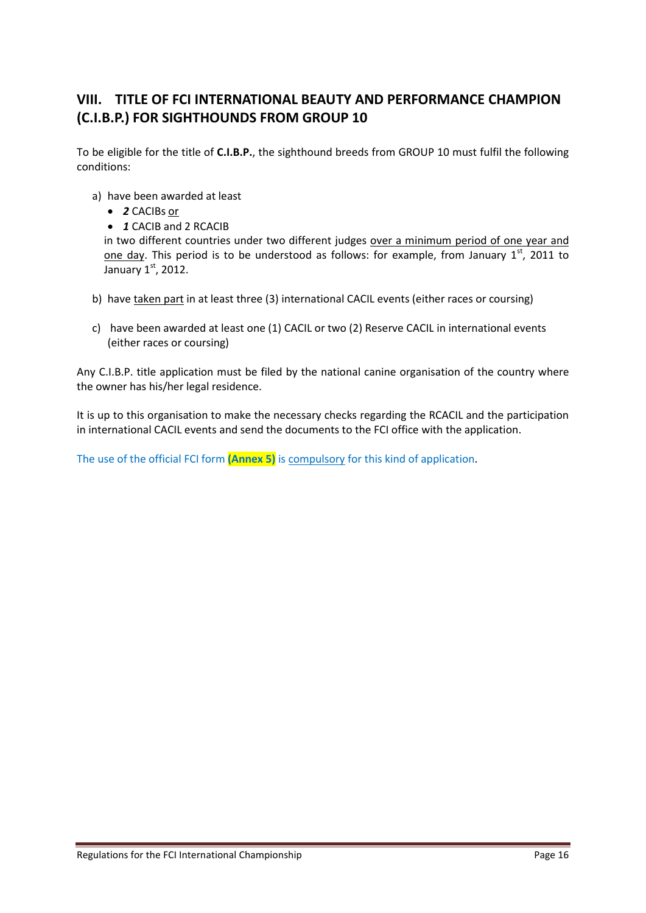## VIII. TITLE OF FCI INTERNATIONAL BEAUTY AND PERFORMANCE CHAMPION (C.I.B.P.) FOR SIGHTHOUNDS FROM GROUP 10

To be eligible for the title of **C.I.B.P.**, the sighthound breeds from GROUP 10 must fulfil the following conditions:

a) have been awarded at least
   - ***2*** CACIBs <u>or</u>
   - ***1*** CACIB and 2 RCACIB

   in two different countries under two different judges <u>over a minimum period of one year and one day</u>. This period is to be understood as follows: for example, from January 1st, 2011 to January 1st, 2012.

b) have <u>taken part</u> in at least three (3) international CACIL events (either races or coursing)

c) have been awarded at least one (1) CACIL or two (2) Reserve CACIL in international events (either races or coursing)

Any C.I.B.P. title application must be filed by the national canine organisation of the country where the owner has his/her legal residence.

It is up to this organisation to make the necessary checks regarding the RCACIL and the participation in international CACIL events and send the documents to the FCI office with the application.

The use of the official FCI form **(Annex 5)** is <u>compulsory</u> for this kind of application.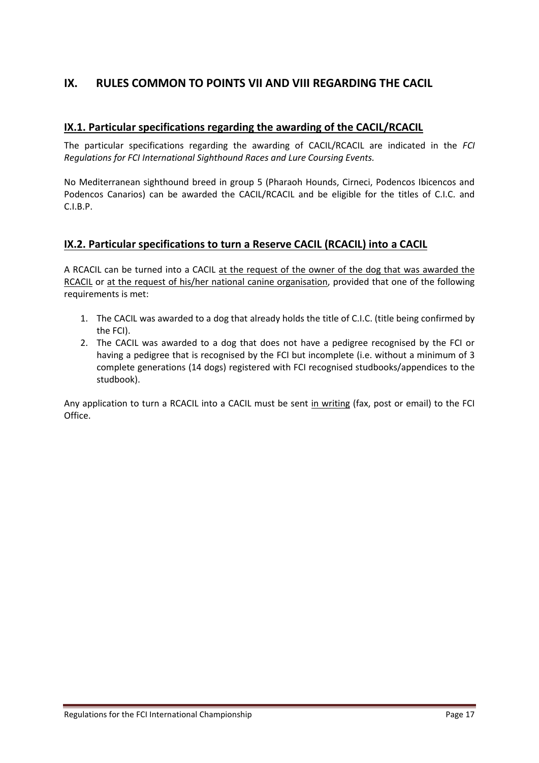# IX. RULES COMMON TO POINTS VII AND VIII REGARDING THE CACIL

## IX.1. Particular specifications regarding the awarding of the CACIL/RCACIL

The particular specifications regarding the awarding of CACIL/RCACIL are indicated in the *FCI Regulations for FCI International Sighthound Races and Lure Coursing Events.*

No Mediterranean sighthound breed in group 5 (Pharaoh Hounds, Cirneci, Podencos Ibicencos and Podencos Canarios) can be awarded the CACIL/RCACIL and be eligible for the titles of C.I.C. and C.I.B.P.

## IX.2. Particular specifications to turn a Reserve CACIL (RCACIL) into a CACIL

A RCACIL can be turned into a CACIL at the request of the owner of the dog that was awarded the RCACIL or at the request of his/her national canine organisation, provided that one of the following requirements is met:

1. The CACIL was awarded to a dog that already holds the title of C.I.C. (title being confirmed by the FCI).
2. The CACIL was awarded to a dog that does not have a pedigree recognised by the FCI or having a pedigree that is recognised by the FCI but incomplete (i.e. without a minimum of 3 complete generations (14 dogs) registered with FCI recognised studbooks/appendices to the studbook).

Any application to turn a RCACIL into a CACIL must be sent in writing (fax, post or email) to the FCI Office.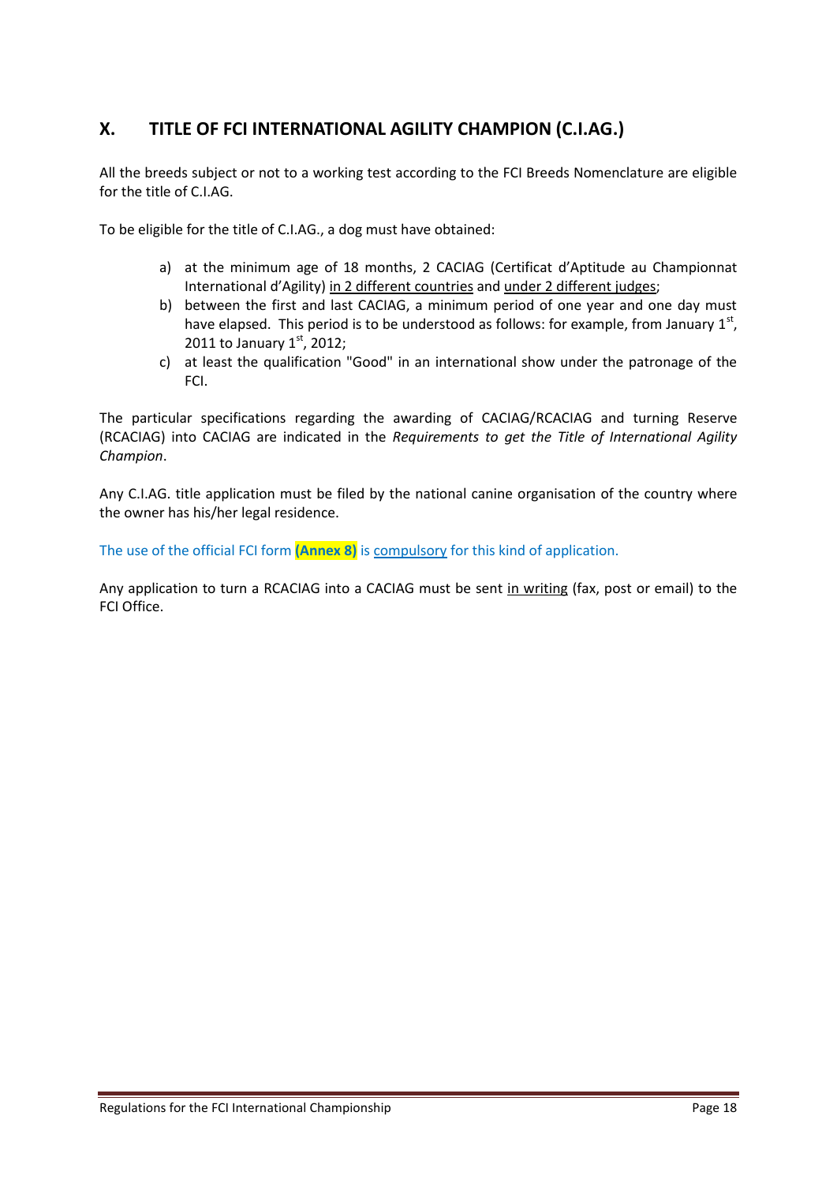## X. TITLE OF FCI INTERNATIONAL AGILITY CHAMPION (C.I.AG.)

All the breeds subject or not to a working test according to the FCI Breeds Nomenclature are eligible for the title of C.I.AG.

To be eligible for the title of C.I.AG., a dog must have obtained:

a) at the minimum age of 18 months, 2 CACIAG (Certificat d'Aptitude au Championnat International d'Agility) <u>in 2 different countries</u> and <u>under 2 different judges</u>;
b) between the first and last CACIAG, a minimum period of one year and one day must have elapsed. This period is to be understood as follows: for example, from January 1st, 2011 to January 1st, 2012;
c) at least the qualification "Good" in an international show under the patronage of the FCI.

The particular specifications regarding the awarding of CACIAG/RCACIAG and turning Reserve (RCACIAG) into CACIAG are indicated in the *Requirements to get the Title of International Agility Champion*.

Any C.I.AG. title application must be filed by the national canine organisation of the country where the owner has his/her legal residence.

The use of the official FCI form **(Annex 8)** is <u>compulsory</u> for this kind of application.

Any application to turn a RCACIAG into a CACIAG must be sent <u>in writing</u> (fax, post or email) to the FCI Office.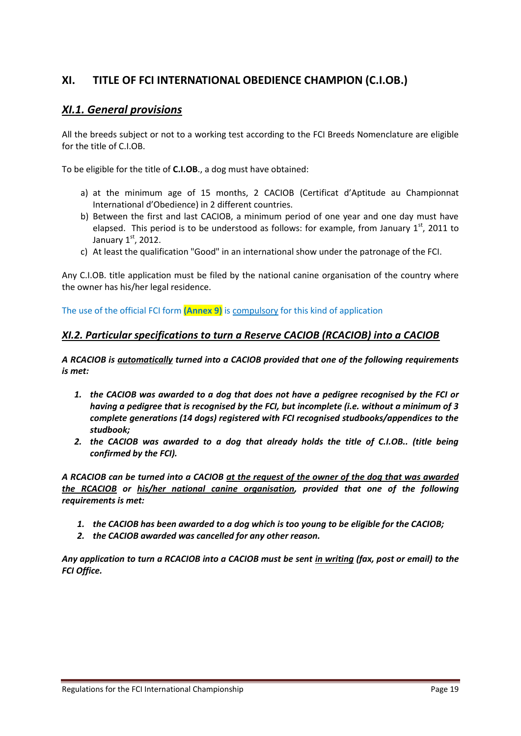# XI. TITLE OF FCI INTERNATIONAL OBEDIENCE CHAMPION (C.I.OB.)

## *XI.1. General provisions*

All the breeds subject or not to a working test according to the FCI Breeds Nomenclature are eligible for the title of C.I.OB.

To be eligible for the title of **C.I.OB**., a dog must have obtained:

a) at the minimum age of 15 months, 2 CACIOB (Certificat d'Aptitude au Championnat International d'Obedience) in 2 different countries.
b) Between the first and last CACIOB, a minimum period of one year and one day must have elapsed. This period is to be understood as follows: for example, from January 1st, 2011 to January 1st, 2012.
c) At least the qualification "Good" in an international show under the patronage of the FCI.

Any C.I.OB. title application must be filed by the national canine organisation of the country where the owner has his/her legal residence.

The use of the official FCI form **(Annex 9)** is compulsory for this kind of application

## *XI.2. Particular specifications to turn a Reserve CACIOB (RCACIOB) into a CACIOB*

***A RCACIOB is automatically turned into a CACIOB provided that one of the following requirements is met:***

1. ***the CACIOB was awarded to a dog that does not have a pedigree recognised by the FCI or having a pedigree that is recognised by the FCI, but incomplete (i.e. without a minimum of 3 complete generations (14 dogs) registered with FCI recognised studbooks/appendices to the studbook;***
2. ***the CACIOB was awarded to a dog that already holds the title of C.I.OB.. (title being confirmed by the FCI).***

***A RCACIOB can be turned into a CACIOB at the request of the owner of the dog that was awarded the RCACIOB or his/her national canine organisation, provided that one of the following requirements is met:***

1. ***the CACIOB has been awarded to a dog which is too young to be eligible for the CACIOB;***
2. ***the CACIOB awarded was cancelled for any other reason.***

***Any application to turn a RCACIOB into a CACIOB must be sent in writing (fax, post or email) to the FCI Office.***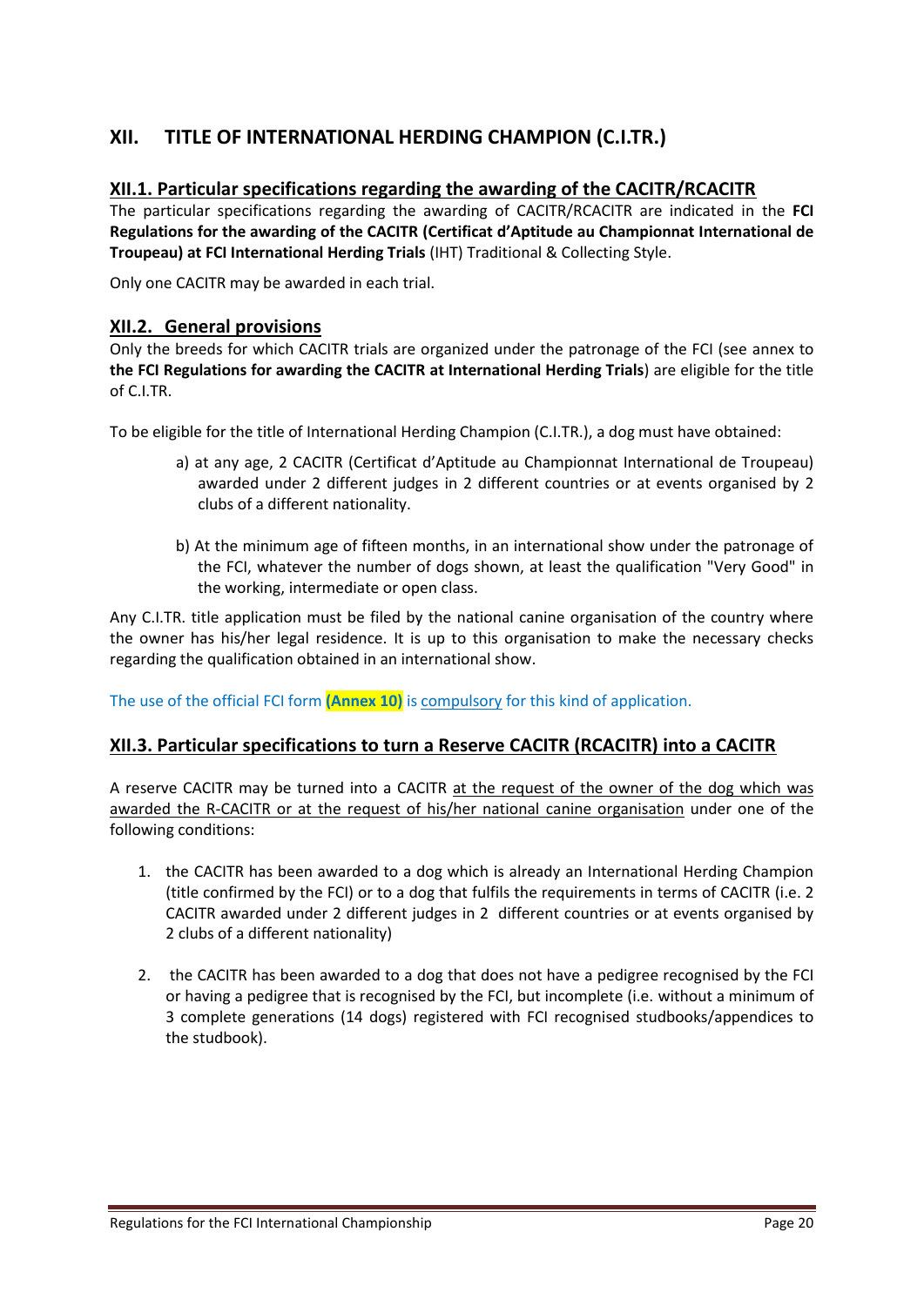# XII. TITLE OF INTERNATIONAL HERDING CHAMPION (C.I.TR.)

## XII.1. Particular specifications regarding the awarding of the CACITR/RCACITR

The particular specifications regarding the awarding of CACITR/RCACITR are indicated in the **FCI Regulations for the awarding of the CACITR (Certificat d'Aptitude au Championnat International de Troupeau) at FCI International Herding Trials** (IHT) Traditional & Collecting Style.

Only one CACITR may be awarded in each trial.

## XII.2. General provisions

Only the breeds for which CACITR trials are organized under the patronage of the FCI (see annex to **the FCI Regulations for awarding the CACITR at International Herding Trials**) are eligible for the title of C.I.TR.

To be eligible for the title of International Herding Champion (C.I.TR.), a dog must have obtained:

a) at any age, 2 CACITR (Certificat d'Aptitude au Championnat International de Troupeau) awarded under 2 different judges in 2 different countries or at events organised by 2 clubs of a different nationality.

b) At the minimum age of fifteen months, in an international show under the patronage of the FCI, whatever the number of dogs shown, at least the qualification "Very Good" in the working, intermediate or open class.

Any C.I.TR. title application must be filed by the national canine organisation of the country where the owner has his/her legal residence. It is up to this organisation to make the necessary checks regarding the qualification obtained in an international show.

The use of the official FCI form **(Annex 10)** is compulsory for this kind of application.

## XII.3. Particular specifications to turn a Reserve CACITR (RCACITR) into a CACITR

A reserve CACITR may be turned into a CACITR at the request of the owner of the dog which was awarded the R-CACITR or at the request of his/her national canine organisation under one of the following conditions:

1. the CACITR has been awarded to a dog which is already an International Herding Champion (title confirmed by the FCI) or to a dog that fulfils the requirements in terms of CACITR (i.e. 2 CACITR awarded under 2 different judges in 2 different countries or at events organised by 2 clubs of a different nationality)

2. the CACITR has been awarded to a dog that does not have a pedigree recognised by the FCI or having a pedigree that is recognised by the FCI, but incomplete (i.e. without a minimum of 3 complete generations (14 dogs) registered with FCI recognised studbooks/appendices to the studbook).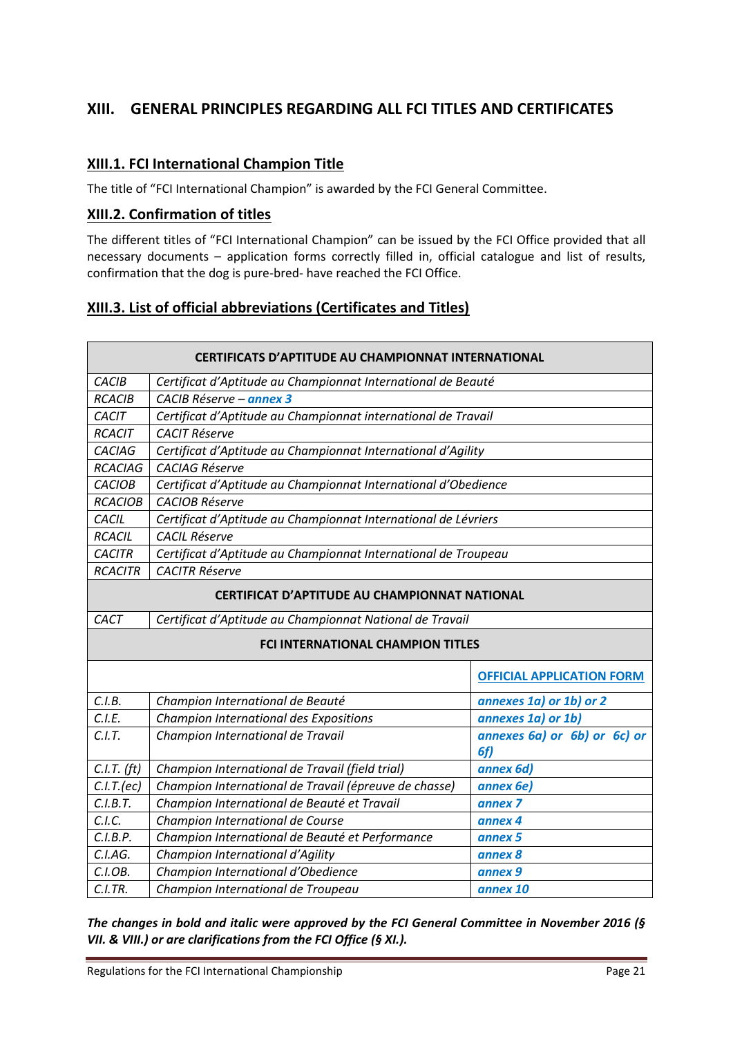## XIII. GENERAL PRINCIPLES REGARDING ALL FCI TITLES AND CERTIFICATES

### XIII.1. FCI International Champion Title

The title of "FCI International Champion" is awarded by the FCI General Committee.

### XIII.2. Confirmation of titles

The different titles of "FCI International Champion" can be issued by the FCI Office provided that all necessary documents – application forms correctly filled in, official catalogue and list of results, confirmation that the dog is pure-bred- have reached the FCI Office.

### XIII.3. List of official abbreviations (Certificates and Titles)

| CERTIFICATS D'APTITUDE AU CHAMPIONNAT INTERNATIONAL | | |
|---|---|---|
| *CACIB* | *Certificat d'Aptitude au Championnat International de Beauté* | |
| *RCACIB* | *CACIB Réserve – **annex 3*** | |
| *CACIT* | *Certificat d'Aptitude au Championnat international de Travail* | |
| *RCACIT* | *CACIT Réserve* | |
| *CACIAG* | *Certificat d'Aptitude au Championnat International d'Agility* | |
| *RCACIAG* | *CACIAG Réserve* | |
| *CACIOB* | *Certificat d'Aptitude au Championnat International d'Obedience* | |
| *RCACIOB* | *CACIOB Réserve* | |
| *CACIL* | *Certificat d'Aptitude au Championnat International de Lévriers* | |
| *RCACIL* | *CACIL Réserve* | |
| *CACITR* | *Certificat d'Aptitude au Championnat International de Troupeau* | |
| *RCACITR* | *CACITR Réserve* | |
| **CERTIFICAT D'APTITUDE AU CHAMPIONNAT NATIONAL** | | |
| *CACT* | *Certificat d'Aptitude au Championnat National de Travail* | |
| **FCI INTERNATIONAL CHAMPION TITLES** | | |
| | | **OFFICIAL APPLICATION FORM** |
| *C.I.B.* | *Champion International de Beauté* | ***annexes 1a) or 1b) or 2*** |
| *C.I.E.* | *Champion International des Expositions* | ***annexes 1a) or 1b)*** |
| *C.I.T.* | *Champion International de Travail* | ***annexes 6a) or 6b) or 6c) or 6f)*** |
| *C.I.T. (ft)* | *Champion International de Travail (field trial)* | ***annex 6d)*** |
| *C.I.T.(ec)* | *Champion International de Travail (épreuve de chasse)* | ***annex 6e)*** |
| *C.I.B.T.* | *Champion International de Beauté et Travail* | ***annex 7*** |
| *C.I.C.* | *Champion International de Course* | ***annex 4*** |
| *C.I.B.P.* | *Champion International de Beauté et Performance* | ***annex 5*** |
| *C.I.AG.* | *Champion International d'Agility* | ***annex 8*** |
| *C.I.OB.* | *Champion International d'Obedience* | ***annex 9*** |
| *C.I.TR.* | *Champion International de Troupeau* | ***annex 10*** |

***The changes in bold and italic were approved by the FCI General Committee in November 2016 (§ VII. & VIII.) or are clarifications from the FCI Office (§ XI.).***